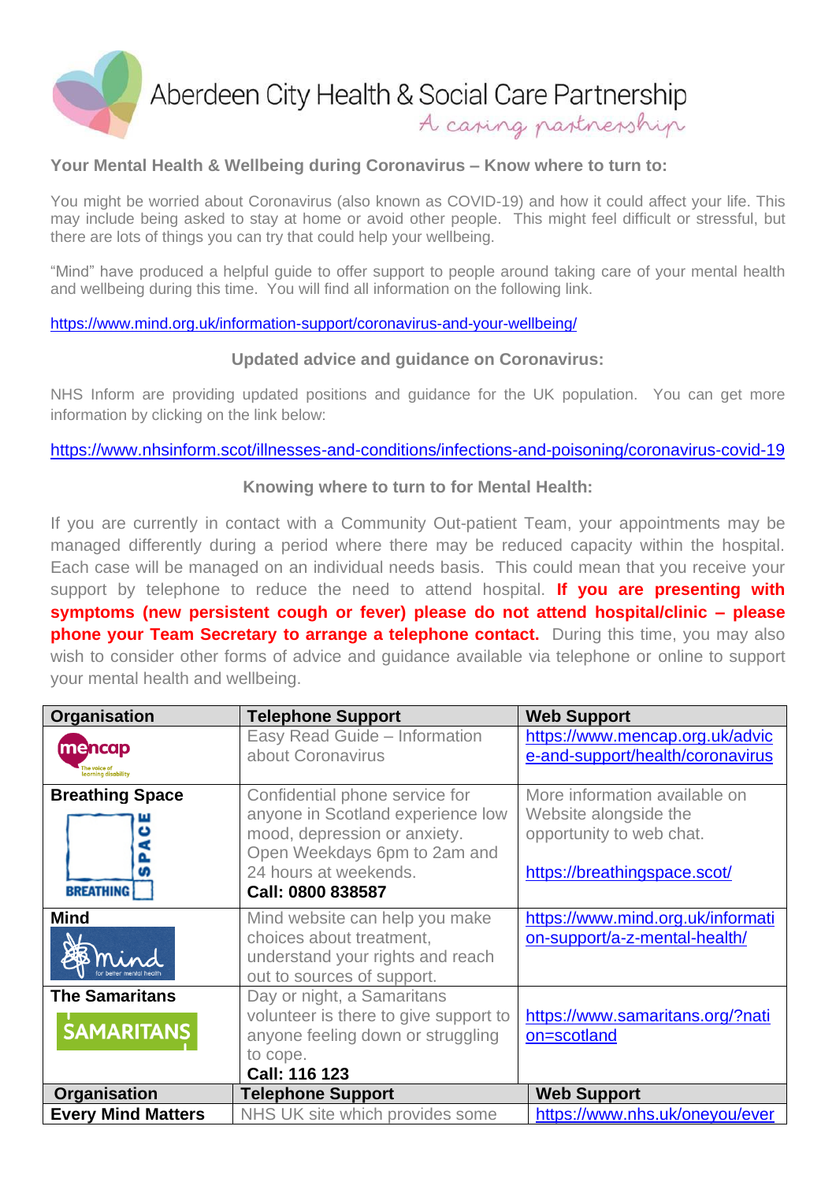# Aberdeen City Health & Social Care Partnership

*A caring partnership*

**Your Mental Health & Wellbeing during Coronavirus – Know where to turn to:**

You might be worried about Coronavirus (also known as COVID-19) and how it could affect your life. This may include being asked to stay at home or avoid other people. This might feel difficult or stressful, but there are lots of things you can try that could help your wellbeing.

"Mind" have produced a helpful guide to offer support to people around taking care of your mental health and wellbeing during this time. You will find all information on the following link.

https://www.mind.org.uk/information-support/coronavirus-and-your-wellbeing/

## Updated advice and guidance on Coronavirus:

NHS Inform are providing updated positions and guidance for the UK population. You can get more information by clicking on the link below:

https://www.nhsinform.scot/illnesses-and-conditions/infections-and-poisoning/coronavirus-covid-19

## Knowing where to turn to for Mental Health:

If you are currently in contact with a Community Out-patient Team, your appointments may be managed differently during a period where there may be reduced capacity within the hospital. Each case will be managed on an individual needs basis. This could mean that you receive your support by telephone to reduce the need to attend hospital. **If you are presenting with symptoms (new persistent cough or fever) please do not attend hospital/clinic – please phone your Team Secretary to arrange a telephone contact.** During this time, you may also wish to consider other forms of advice and guidance available via telephone or online to support your mental health and wellbeing.

| Organisation | Telephone Support | Web Support |
|---|---|---|
| mencap (The voice of learning disability) | Easy Read Guide – Information about Coronavirus | https://www.mencap.org.uk/advice-and-support/health/coronavirus |
| **Breathing Space** | Confidential phone service for anyone in Scotland experience low mood, depression or anxiety. Open Weekdays 6pm to 2am and 24 hours at weekends. **Call: 0800 838587** | More information available on Website alongside the opportunity to web chat. https://breathingspace.scot/ |
| **Mind** | Mind website can help you make choices about treatment, understand your rights and reach out to sources of support. | https://www.mind.org.uk/information-support/a-z-mental-health/ |
| **The Samaritans** | Day or night, a Samaritans volunteer is there to give support to anyone feeling down or struggling to cope. **Call: 116 123** | https://www.samaritans.org/?nation=scotland |
| **Every Mind Matters** | NHS UK site which provides some | https://www.nhs.uk/oneyou/ever |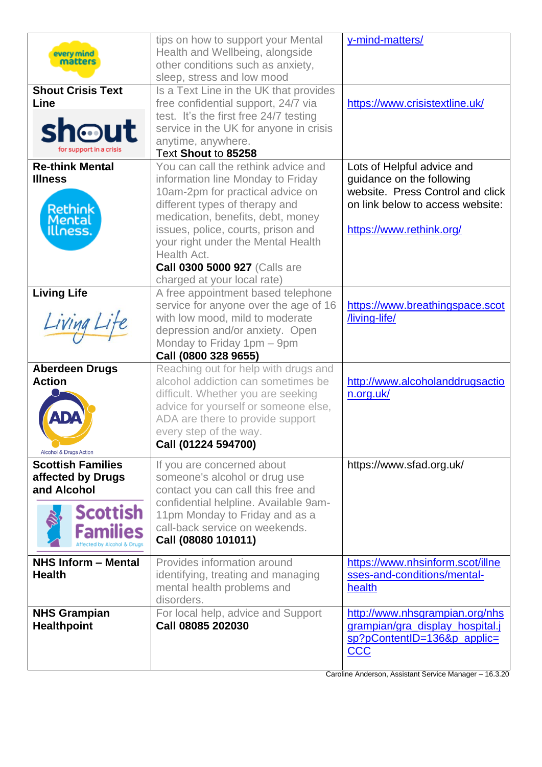| | | |
|---|---|---|
| | tips on how to support your Mental Health and Wellbeing, alongside other conditions such as anxiety, sleep, stress and low mood | y-mind-matters/ |
| **Shout Crisis Text Line** | Is a Text Line in the UK that provides free confidential support, 24/7 via test. It's the first free 24/7 testing service in the UK for anyone in crisis anytime, anywhere. Text **Shout** to **85258** | https://www.crisistextline.uk/ |
| **Re-think Mental Illness** | You can call the rethink advice and information line Monday to Friday 10am-2pm for practical advice on different types of therapy and medication, benefits, debt, money issues, police, courts, prison and your right under the Mental Health Health Act. **Call 0300 5000 927** (Calls are charged at your local rate) | Lots of Helpful advice and guidance on the following website. Press Control and click on link below to access website: https://www.rethink.org/ |
| **Living Life** | A free appointment based telephone service for anyone over the age of 16 with low mood, mild to moderate depression and/or anxiety. Open Monday to Friday 1pm – 9pm **Call (0800 328 9655)** | https://www.breathingspace.scot/living-life/ |
| **Aberdeen Drugs Action** | Reaching out for help with drugs and alcohol addiction can sometimes be difficult. Whether you are seeking advice for yourself or someone else, ADA are there to provide support every step of the way. **Call (01224 594700)** | http://www.alcoholanddrugsaction.org.uk/ |
| **Scottish Families affected by Drugs and Alcohol** | If you are concerned about someone's alcohol or drug use contact you can call this free and confidential helpline. Available 9am-11pm Monday to Friday and as a call-back service on weekends. **Call (08080 101011)** | https://www.sfad.org.uk/ |
| **NHS Inform – Mental Health** | Provides information around identifying, treating and managing mental health problems and disorders. | https://www.nhsinform.scot/illnesses-and-conditions/mental-health |
| **NHS Grampian Healthpoint** | For local help, advice and Support **Call 08085 202030** | http://www.nhsgrampian.org/nhsgrampian/gra_display_hospital.jsp?pContentID=136&p_applic=CCC |

Caroline Anderson, Assistant Service Manager – 16.3.20